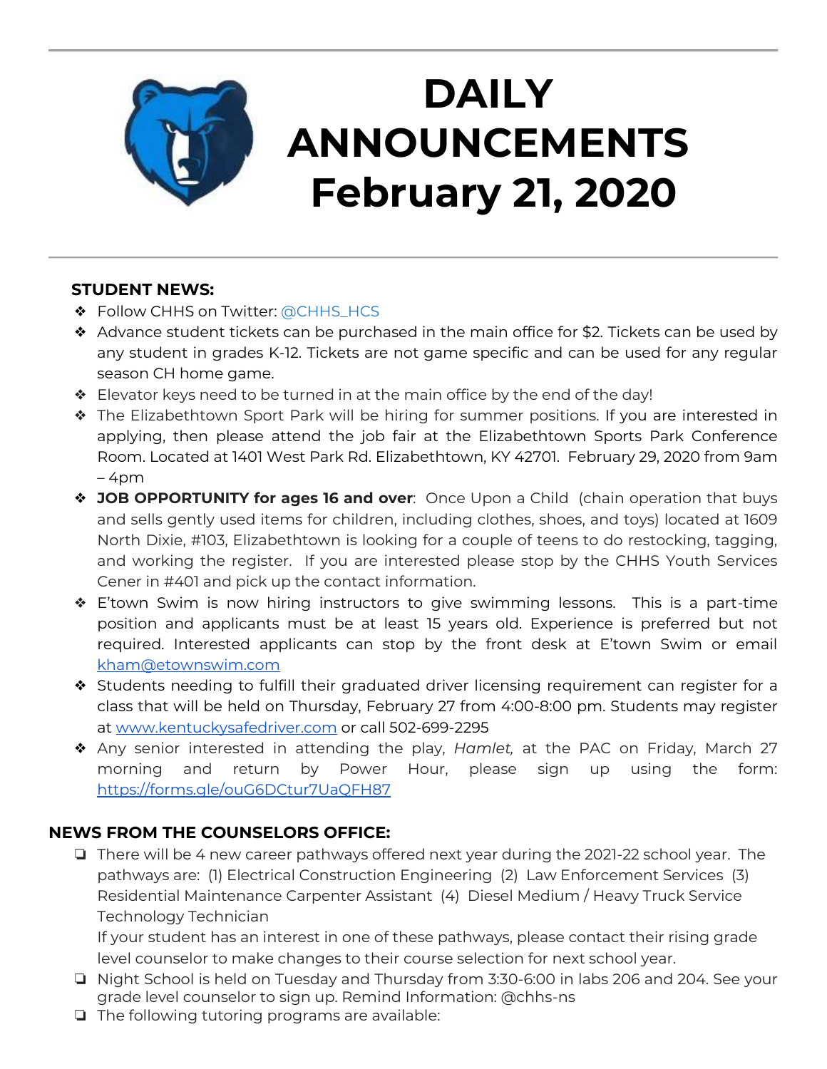# DAILY ANNOUNCEMENTS February 21, 2020

## STUDENT NEWS:

- Follow CHHS on Twitter: @CHHS_HCS
- Advance student tickets can be purchased in the main office for $2. Tickets can be used by any student in grades K-12. Tickets are not game specific and can be used for any regular season CH home game.
- Elevator keys need to be turned in at the main office by the end of the day!
- The Elizabethtown Sport Park will be hiring for summer positions. If you are interested in applying, then please attend the job fair at the Elizabethtown Sports Park Conference Room. Located at 1401 West Park Rd. Elizabethtown, KY 42701. February 29, 2020 from 9am – 4pm
- **JOB OPPORTUNITY for ages 16 and over**: Once Upon a Child (chain operation that buys and sells gently used items for children, including clothes, shoes, and toys) located at 1609 North Dixie, #103, Elizabethtown is looking for a couple of teens to do restocking, tagging, and working the register. If you are interested please stop by the CHHS Youth Services Cener in #401 and pick up the contact information.
- E'town Swim is now hiring instructors to give swimming lessons. This is a part-time position and applicants must be at least 15 years old. Experience is preferred but not required. Interested applicants can stop by the front desk at E'town Swim or email kham@etownswim.com
- Students needing to fulfill their graduated driver licensing requirement can register for a class that will be held on Thursday, February 27 from 4:00-8:00 pm. Students may register at www.kentuckysafedriver.com or call 502-699-2295
- Any senior interested in attending the play, *Hamlet,* at the PAC on Friday, March 27 morning and return by Power Hour, please sign up using the form: https://forms.gle/ouG6DCtur7UaQFH87

## NEWS FROM THE COUNSELORS OFFICE:

- There will be 4 new career pathways offered next year during the 2021-22 school year. The pathways are: (1) Electrical Construction Engineering (2) Law Enforcement Services (3) Residential Maintenance Carpenter Assistant (4) Diesel Medium / Heavy Truck Service Technology Technician
  If your student has an interest in one of these pathways, please contact their rising grade level counselor to make changes to their course selection for next school year.
- Night School is held on Tuesday and Thursday from 3:30-6:00 in labs 206 and 204. See your grade level counselor to sign up. Remind Information: @chhs-ns
- The following tutoring programs are available: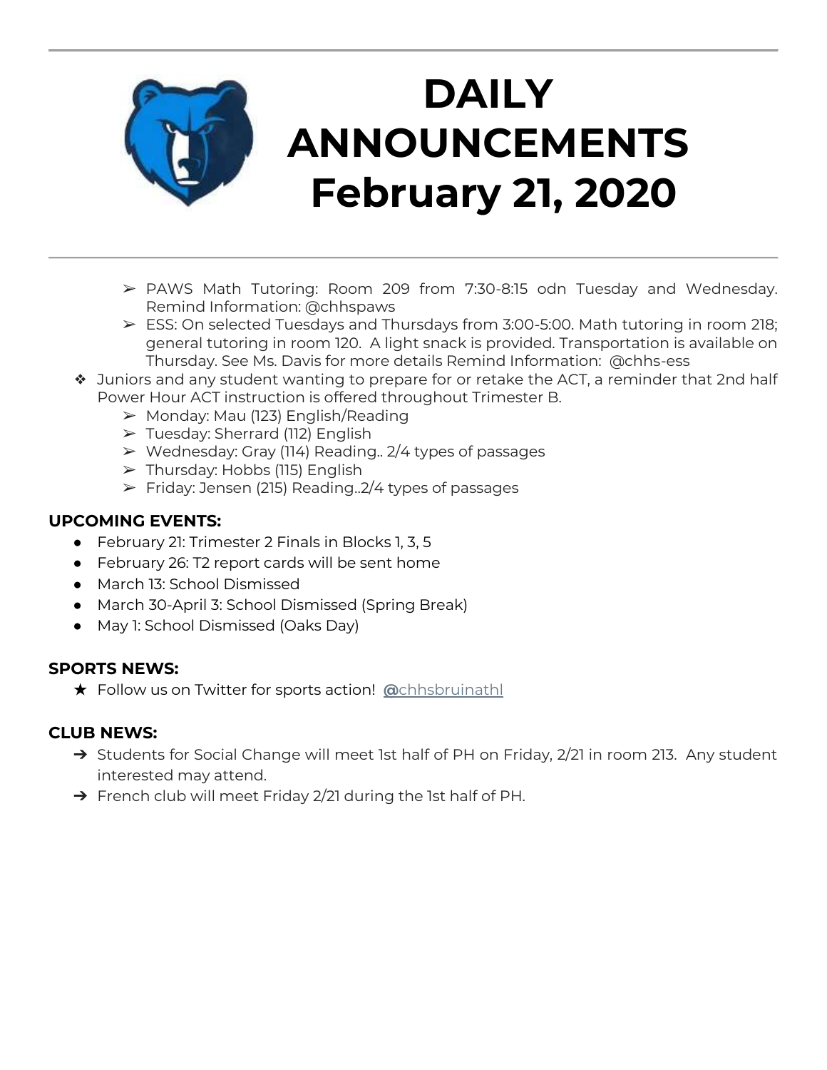# DAILY ANNOUNCEMENTS February 21, 2020

- PAWS Math Tutoring: Room 209 from 7:30-8:15 odn Tuesday and Wednesday. Remind Information: @chhspaws
- ESS: On selected Tuesdays and Thursdays from 3:00-5:00. Math tutoring in room 218; general tutoring in room 120. A light snack is provided. Transportation is available on Thursday. See Ms. Davis for more details Remind Information: @chhs-ess

- Juniors and any student wanting to prepare for or retake the ACT, a reminder that 2nd half Power Hour ACT instruction is offered throughout Trimester B.
  - Monday: Mau (123) English/Reading
  - Tuesday: Sherrard (112) English
  - Wednesday: Gray (114) Reading.. 2/4 types of passages
  - Thursday: Hobbs (115) English
  - Friday: Jensen (215) Reading..2/4 types of passages

## UPCOMING EVENTS:

- February 21: Trimester 2 Finals in Blocks 1, 3, 5
- February 26: T2 report cards will be sent home
- March 13: School Dismissed
- March 30-April 3: School Dismissed (Spring Break)
- May 1: School Dismissed (Oaks Day)

## SPORTS NEWS:

- Follow us on Twitter for sports action! @chhsbruinathl

## CLUB NEWS:

- Students for Social Change will meet 1st half of PH on Friday, 2/21 in room 213. Any student interested may attend.
- French club will meet Friday 2/21 during the 1st half of PH.